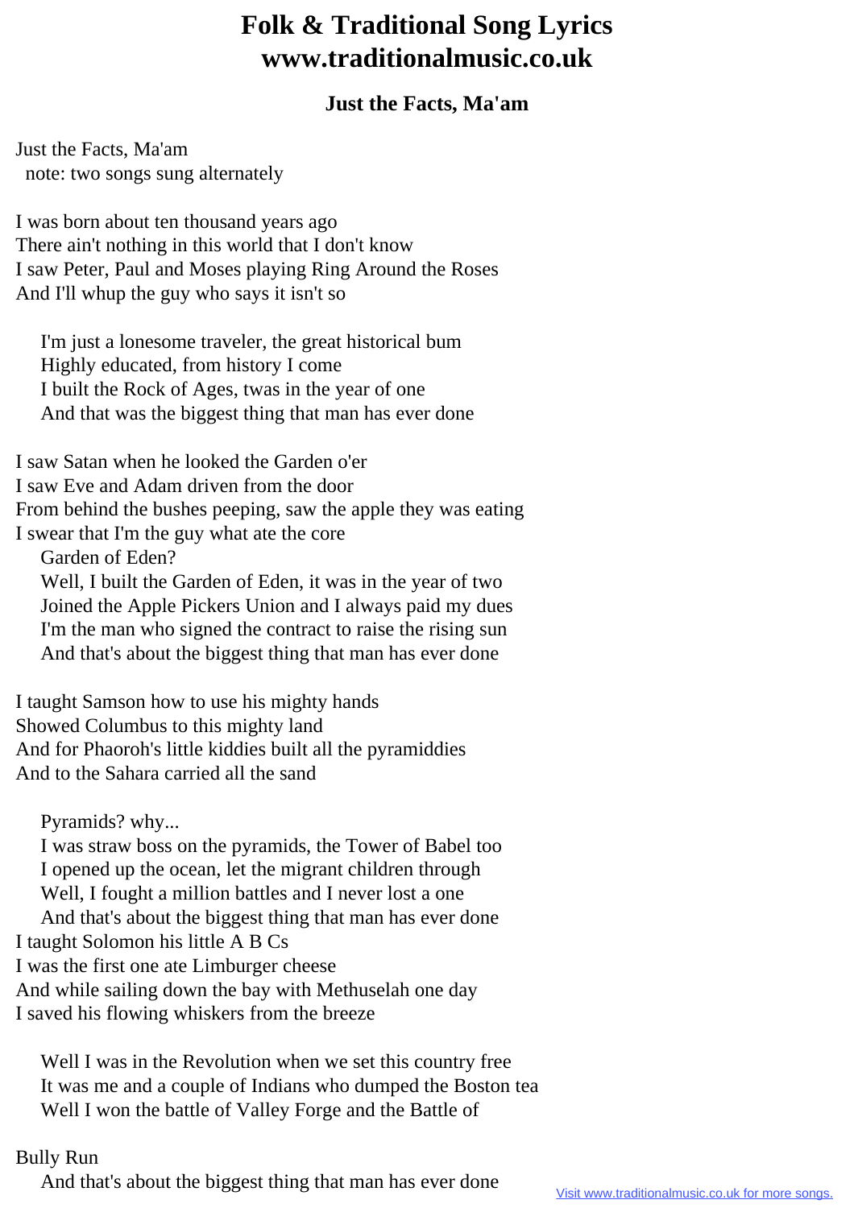# Folk & Traditional Song Lyrics
# www.traditionalmusic.co.uk

### Just the Facts, Ma'am

Just the Facts, Ma'am
  note: two songs sung alternately

I was born about ten thousand years ago
There ain't nothing in this world that I don't know
I saw Peter, Paul and Moses playing Ring Around the Roses
And I'll whup the guy who says it isn't so

    I'm just a lonesome traveler, the great historical bum
    Highly educated, from history I come
    I built the Rock of Ages, twas in the year of one
    And that was the biggest thing that man has ever done

I saw Satan when he looked the Garden o'er
I saw Eve and Adam driven from the door
From behind the bushes peeping, saw the apple they was eating
I swear that I'm the guy what ate the core
    Garden of Eden?
    Well, I built the Garden of Eden, it was in the year of two
    Joined the Apple Pickers Union and I always paid my dues
    I'm the man who signed the contract to raise the rising sun
    And that's about the biggest thing that man has ever done

I taught Samson how to use his mighty hands
Showed Columbus to this mighty land
And for Phaoroh's little kiddies built all the pyramiddies
And to the Sahara carried all the sand

    Pyramids? why...
    I was straw boss on the pyramids, the Tower of Babel too
    I opened up the ocean, let the migrant children through
    Well, I fought a million battles and I never lost a one
    And that's about the biggest thing that man has ever done
I taught Solomon his little A B Cs
I was the first one ate Limburger cheese
And while sailing down the bay with Methuselah one day
I saved his flowing whiskers from the breeze

    Well I was in the Revolution when we set this country free
    It was me and a couple of Indians who dumped the Boston tea
    Well I won the battle of Valley Forge and the Battle of

Bully Run
    And that's about the biggest thing that man has ever done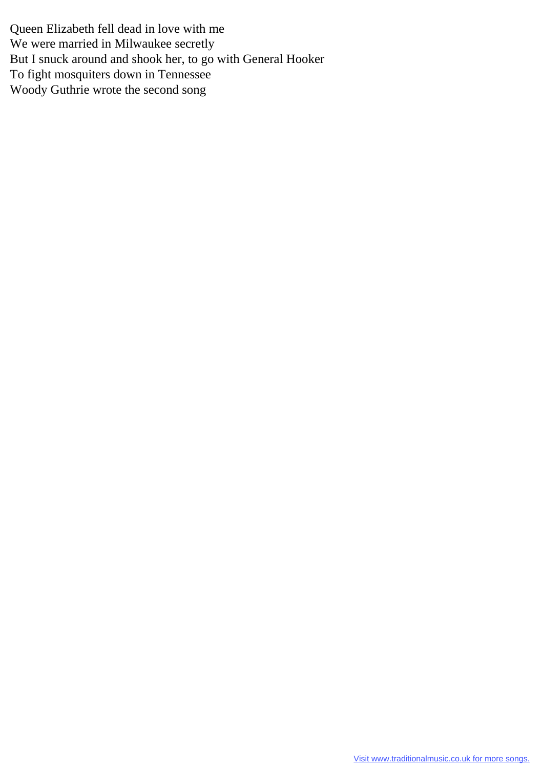Queen Elizabeth fell dead in love with me
We were married in Milwaukee secretly
But I snuck around and shook her, to go with General Hooker
To fight mosquiters down in Tennessee
Woody Guthrie wrote the second song